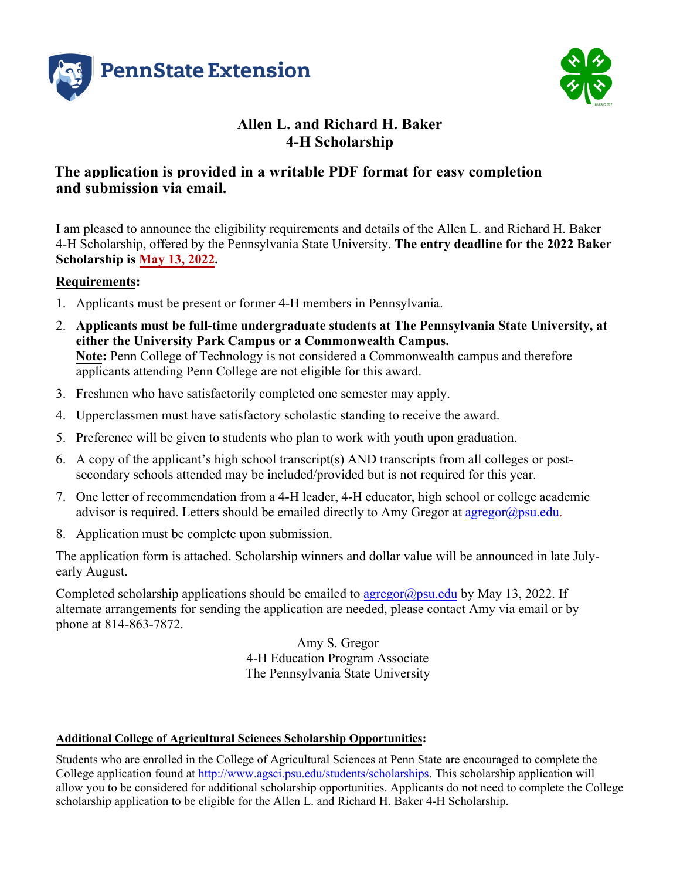# Allen L. and Richard H. Baker
# 4-H Scholarship

## The application is provided in a writable PDF format for easy completion and submission via email.

I am pleased to announce the eligibility requirements and details of the Allen L. and Richard H. Baker 4-H Scholarship, offered by the Pennsylvania State University. **The entry deadline for the 2022 Baker Scholarship is May 13, 2022.**

**Requirements:**

1. Applicants must be present or former 4-H members in Pennsylvania.
2. **Applicants must be full-time undergraduate students at The Pennsylvania State University, at either the University Park Campus or a Commonwealth Campus.**
   **Note:** Penn College of Technology is not considered a Commonwealth campus and therefore applicants attending Penn College are not eligible for this award.
3. Freshmen who have satisfactorily completed one semester may apply.
4. Upperclassmen must have satisfactory scholastic standing to receive the award.
5. Preference will be given to students who plan to work with youth upon graduation.
6. A copy of the applicant's high school transcript(s) AND transcripts from all colleges or post-secondary schools attended may be included/provided but is not required for this year.
7. One letter of recommendation from a 4-H leader, 4-H educator, high school or college academic advisor is required. Letters should be emailed directly to Amy Gregor at agregor@psu.edu.
8. Application must be complete upon submission.

The application form is attached. Scholarship winners and dollar value will be announced in late July-early August.

Completed scholarship applications should be emailed to agregor@psu.edu by May 13, 2022. If alternate arrangements for sending the application are needed, please contact Amy via email or by phone at 814-863-7872.

Amy S. Gregor
4-H Education Program Associate
The Pennsylvania State University

**Additional College of Agricultural Sciences Scholarship Opportunities:**

Students who are enrolled in the College of Agricultural Sciences at Penn State are encouraged to complete the College application found at http://www.agsci.psu.edu/students/scholarships. This scholarship application will allow you to be considered for additional scholarship opportunities. Applicants do not need to complete the College scholarship application to be eligible for the Allen L. and Richard H. Baker 4-H Scholarship.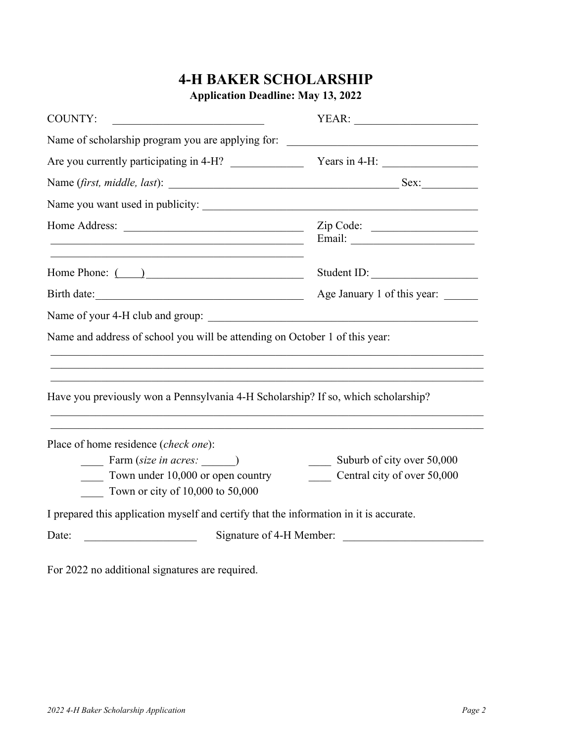# 4-H BAKER SCHOLARSHIP

**Application Deadline: May 13, 2022**

COUNTY: ___________________________ YEAR: ______________________

Name of scholarship program you are applying for: __________________________________

Are you currently participating in 4-H? _____________ Years in 4-H: _________________

Name (*first, middle, last*): __________________________________________ Sex:__________

Name you want used in publicity: _____________________________________________________

Home Address: _________________________________ Zip Code: ___________________

_______________________________________________ Email: ______________________

_______________________________________________

Home Phone: (____)_____________________________ Student ID:___________________

Birth date:______________________________________ Age January 1 of this year: ______

Name of your 4-H club and group: _____________________________________________________

Name and address of school you will be attending on October 1 of this year:

_______________________________________________________________________________

_______________________________________________________________________________

_______________________________________________________________________________

Have you previously won a Pennsylvania 4-H Scholarship? If so, which scholarship?

_______________________________________________________________________________

_______________________________________________________________________________

Place of home residence (*check one*):

- ____ Farm (*size in acres:* ______)
- ____ Town under 10,000 or open country
- ____ Town or city of 10,000 to 50,000
- ____ Suburb of city over 50,000
- ____ Central city of over 50,000

I prepared this application myself and certify that the information in it is accurate.

Date: ____________________ Signature of 4-H Member: _________________________

For 2022 no additional signatures are required.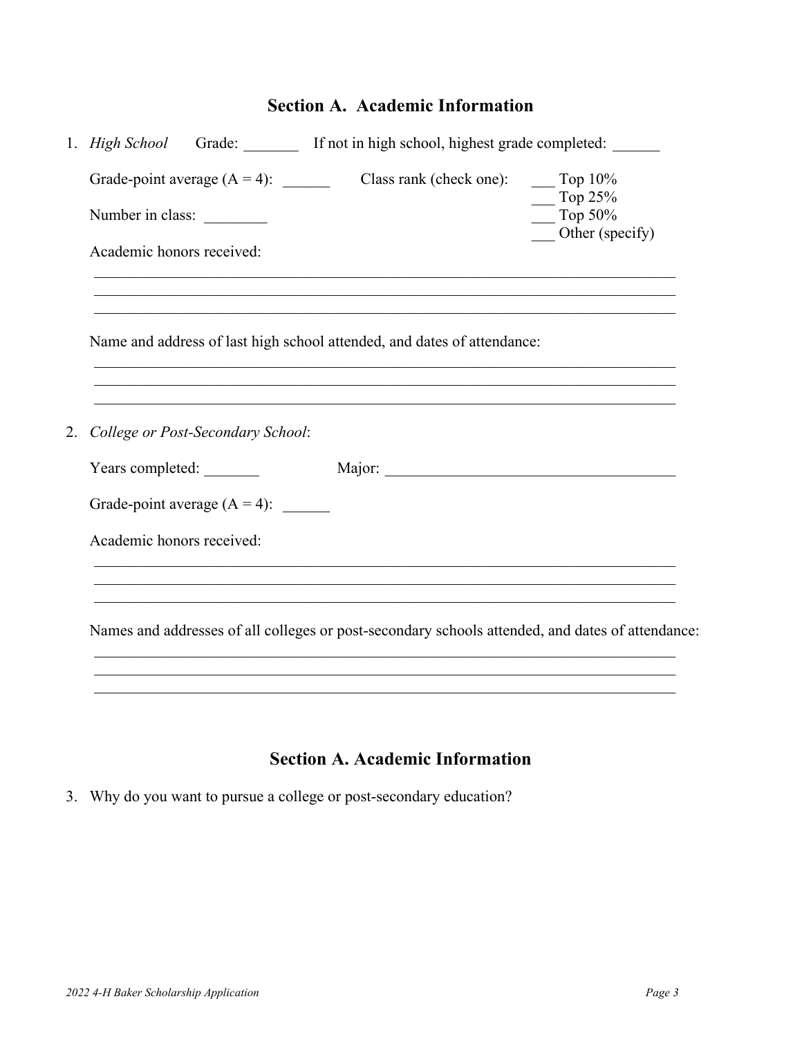## Section A. Academic Information

1. *High School* Grade: _______ If not in high school, highest grade completed: ______

   Grade-point average (A = 4): ______ Class rank (check one):
   ___ Top 10%
   ___ Top 25%
   ___ Top 50%
   ___ Other (specify)

   Number in class: ________

   Academic honors received:

   ______________________________________________________________________________
   ______________________________________________________________________________
   ______________________________________________________________________________

   Name and address of last high school attended, and dates of attendance:

   ______________________________________________________________________________
   ______________________________________________________________________________
   ______________________________________________________________________________

2. *College or Post-Secondary School*:

   Years completed: _______ Major: _____________________________________

   Grade-point average (A = 4): ______

   Academic honors received:

   ______________________________________________________________________________
   ______________________________________________________________________________
   ______________________________________________________________________________

   Names and addresses of all colleges or post-secondary schools attended, and dates of attendance:

   ______________________________________________________________________________
   ______________________________________________________________________________
   ______________________________________________________________________________

## Section A. Academic Information

3. Why do you want to pursue a college or post-secondary education?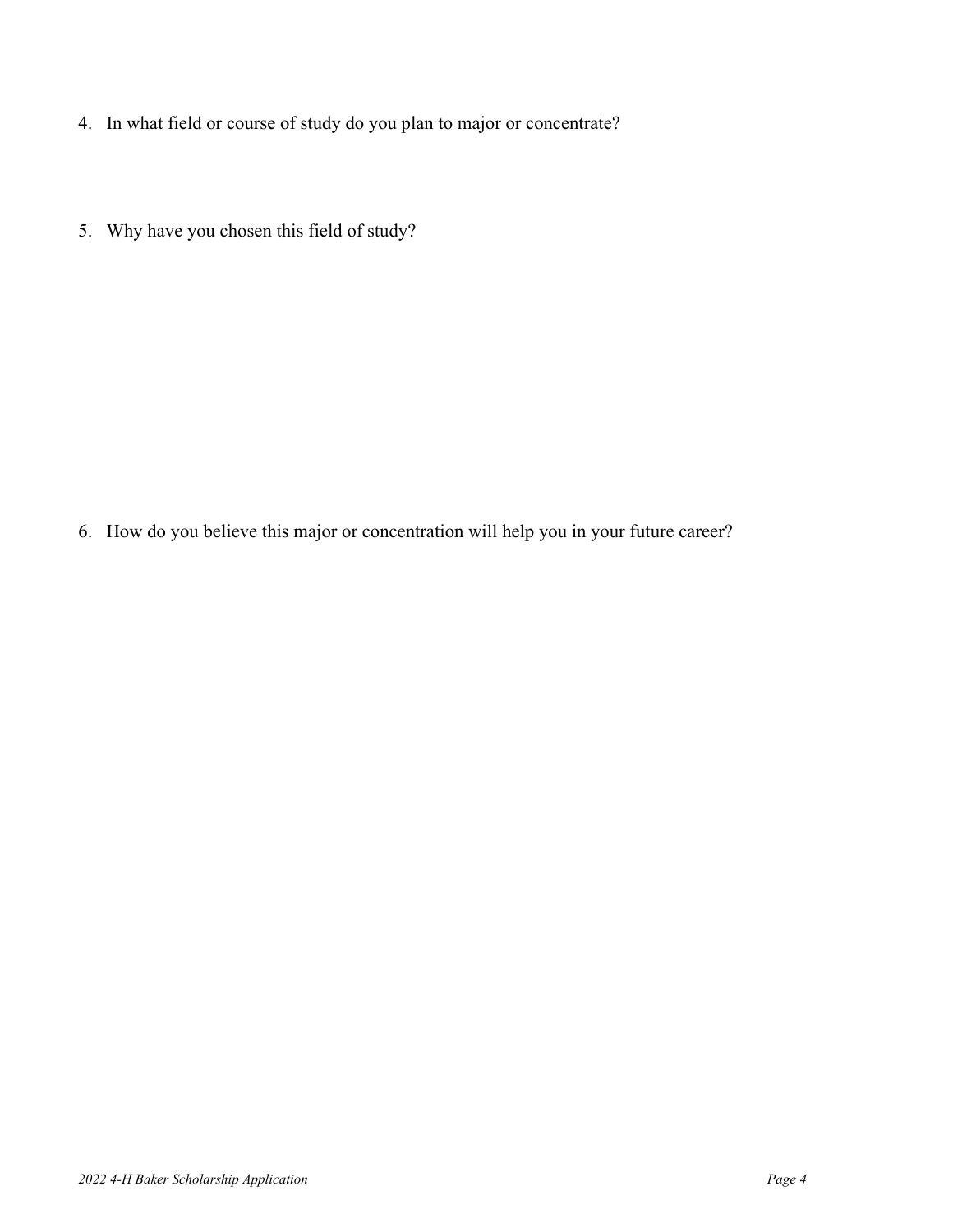4. In what field or course of study do you plan to major or concentrate?

5. Why have you chosen this field of study?

6. How do you believe this major or concentration will help you in your future career?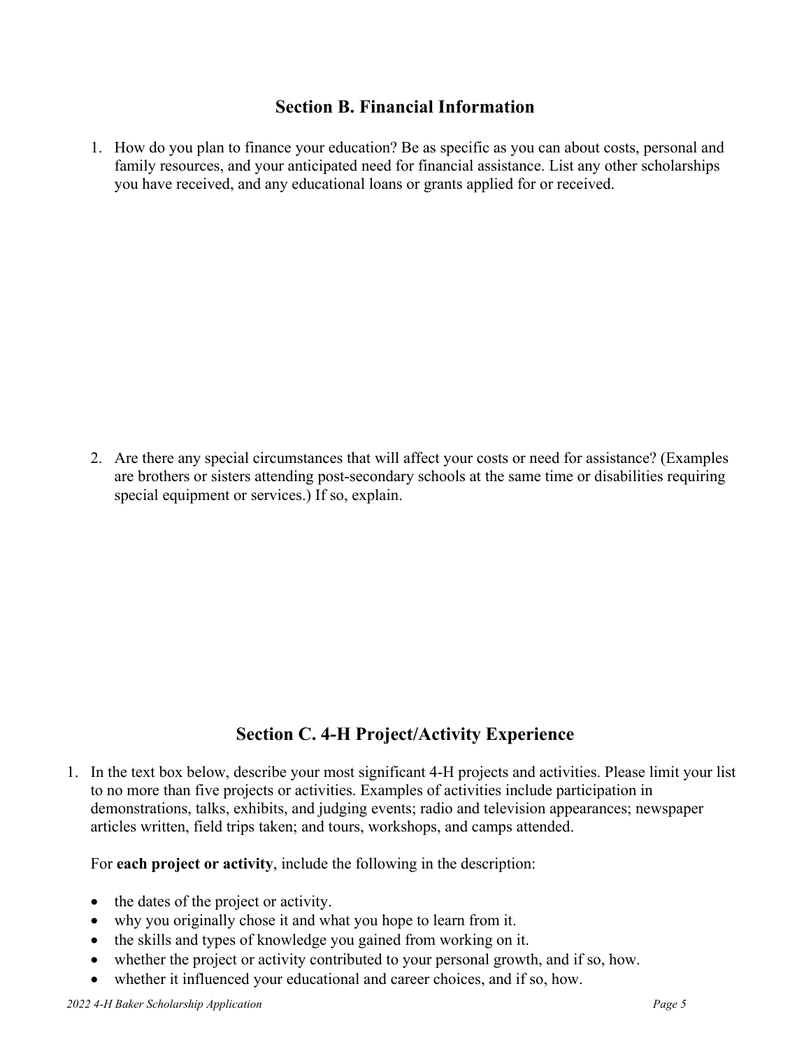## Section B. Financial Information

1. How do you plan to finance your education? Be as specific as you can about costs, personal and family resources, and your anticipated need for financial assistance. List any other scholarships you have received, and any educational loans or grants applied for or received.

2. Are there any special circumstances that will affect your costs or need for assistance? (Examples are brothers or sisters attending post-secondary schools at the same time or disabilities requiring special equipment or services.) If so, explain.

## Section C. 4-H Project/Activity Experience

1. In the text box below, describe your most significant 4-H projects and activities. Please limit your list to no more than five projects or activities. Examples of activities include participation in demonstrations, talks, exhibits, and judging events; radio and television appearances; newspaper articles written, field trips taken; and tours, workshops, and camps attended.

   For **each project or activity**, include the following in the description:

   - the dates of the project or activity.
   - why you originally chose it and what you hope to learn from it.
   - the skills and types of knowledge you gained from working on it.
   - whether the project or activity contributed to your personal growth, and if so, how.
   - whether it influenced your educational and career choices, and if so, how.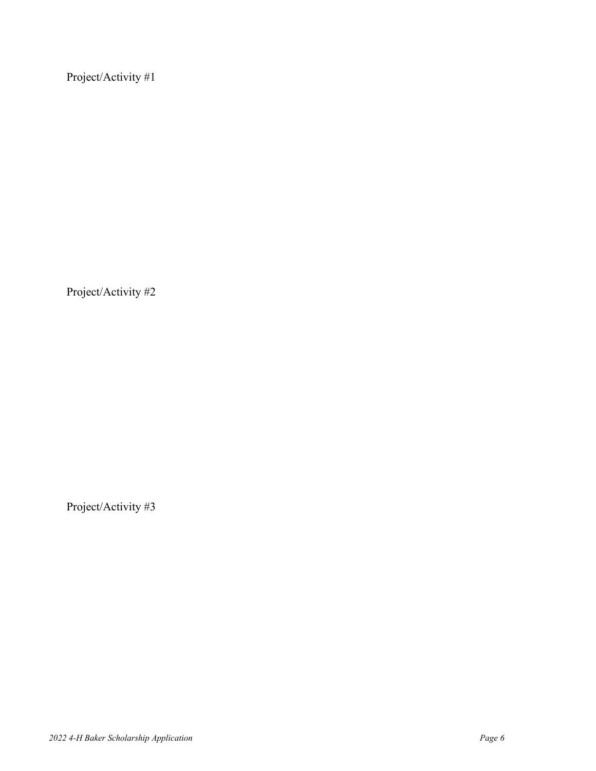Project/Activity #1

Project/Activity #2

Project/Activity #3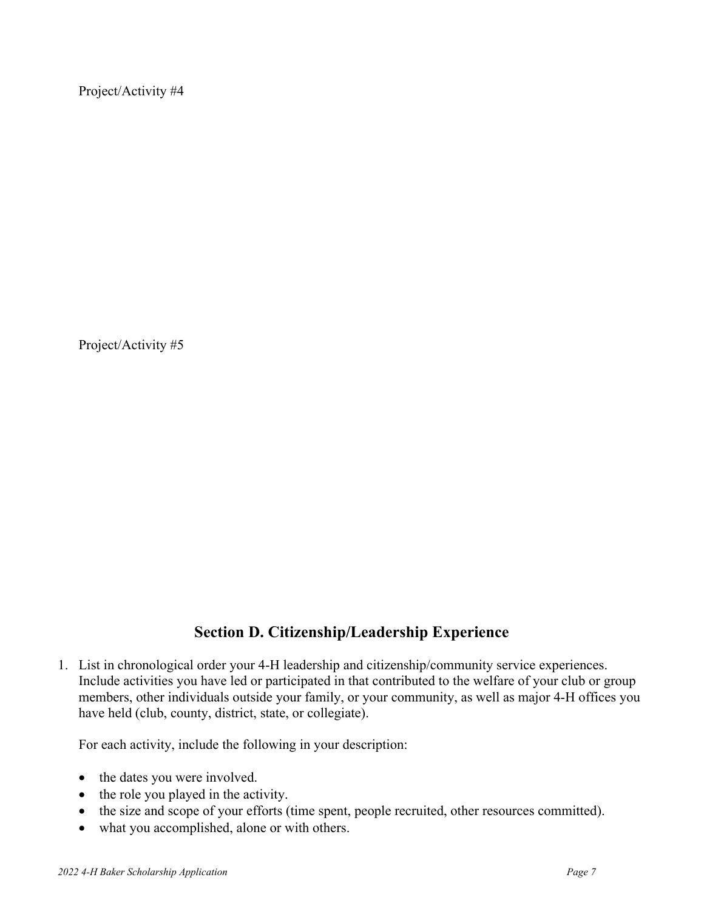Project/Activity #4

Project/Activity #5

## Section D. Citizenship/Leadership Experience

1. List in chronological order your 4-H leadership and citizenship/community service experiences. Include activities you have led or participated in that contributed to the welfare of your club or group members, other individuals outside your family, or your community, as well as major 4-H offices you have held (club, county, district, state, or collegiate).

   For each activity, include the following in your description:

   - the dates you were involved.
   - the role you played in the activity.
   - the size and scope of your efforts (time spent, people recruited, other resources committed).
   - what you accomplished, alone or with others.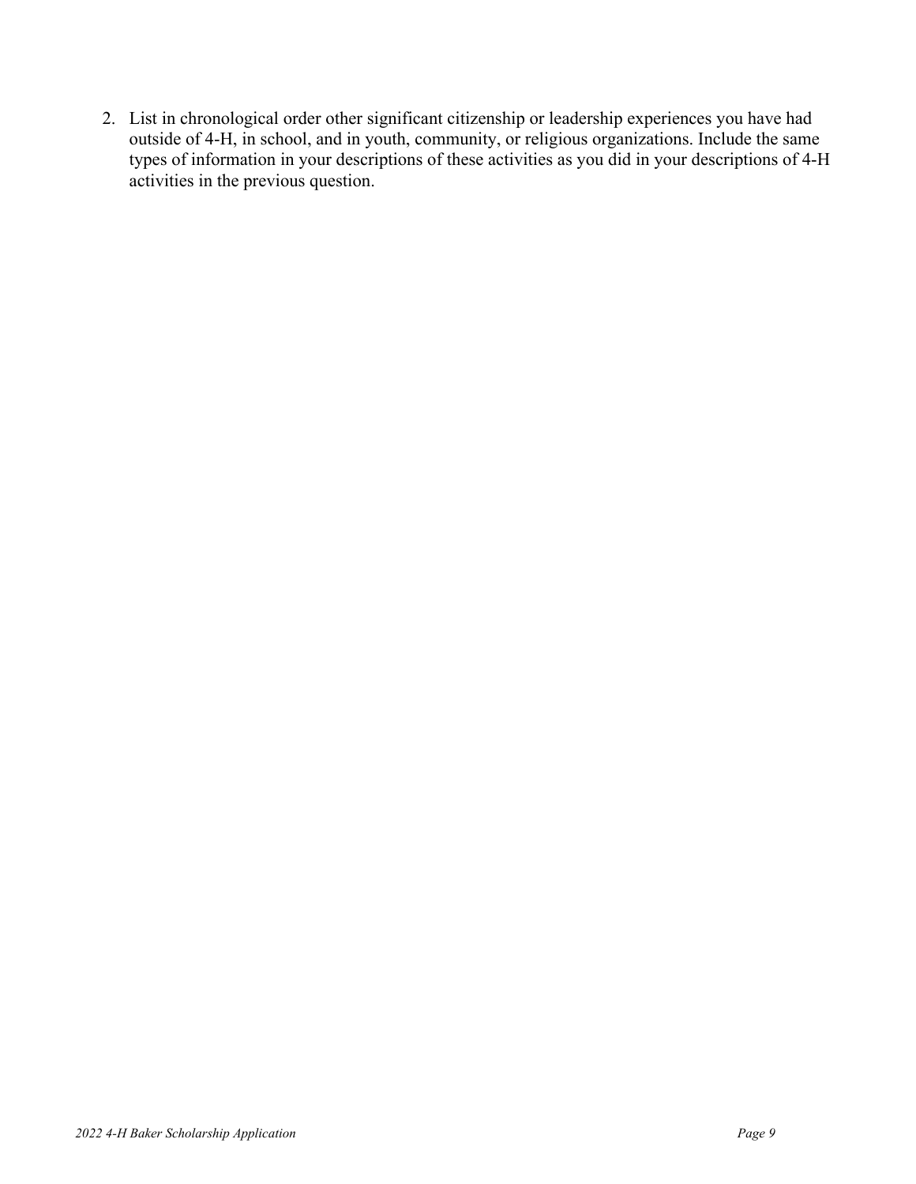2. List in chronological order other significant citizenship or leadership experiences you have had outside of 4-H, in school, and in youth, community, or religious organizations. Include the same types of information in your descriptions of these activities as you did in your descriptions of 4-H activities in the previous question.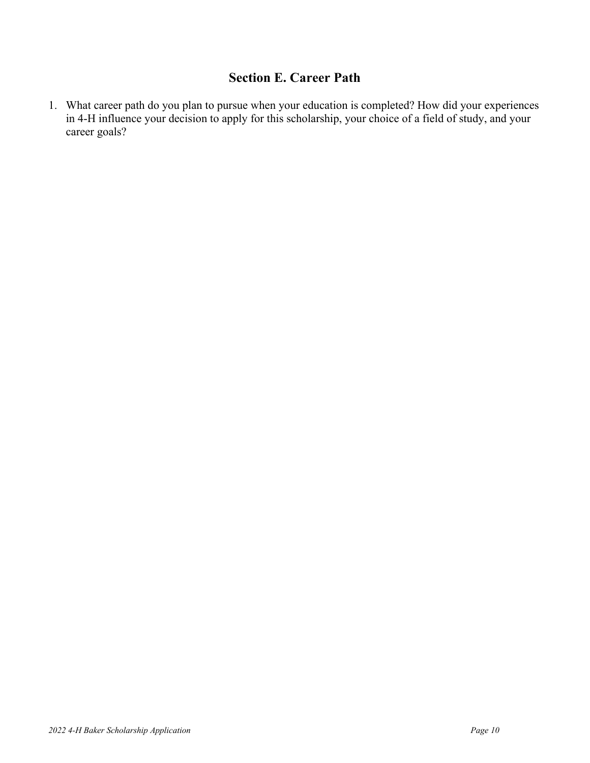## Section E. Career Path

1. What career path do you plan to pursue when your education is completed? How did your experiences in 4-H influence your decision to apply for this scholarship, your choice of a field of study, and your career goals?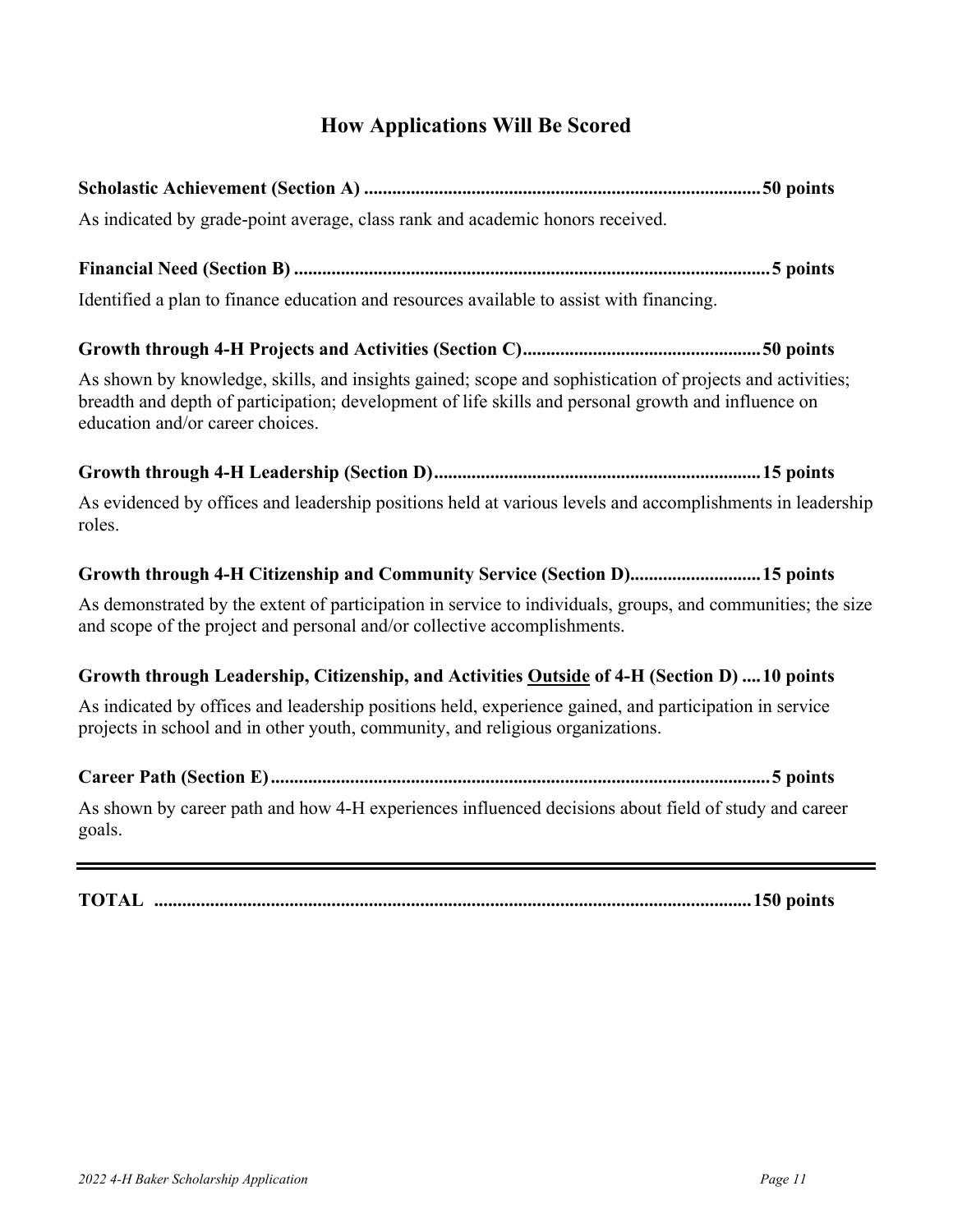## How Applications Will Be Scored

**Scholastic Achievement (Section A) .................................................................................... 50 points**

As indicated by grade-point average, class rank and academic honors received.

**Financial Need (Section B) ..................................................................................................... 5 points**

Identified a plan to finance education and resources available to assist with financing.

**Growth through 4-H Projects and Activities (Section C).................................................. 50 points**

As shown by knowledge, skills, and insights gained; scope and sophistication of projects and activities; breadth and depth of participation; development of life skills and personal growth and influence on education and/or career choices.

**Growth through 4-H Leadership (Section D)..................................................................... 15 points**

As evidenced by offices and leadership positions held at various levels and accomplishments in leadership roles.

**Growth through 4-H Citizenship and Community Service (Section D)........................... 15 points**

As demonstrated by the extent of participation in service to individuals, groups, and communities; the size and scope of the project and personal and/or collective accomplishments.

**Growth through Leadership, Citizenship, and Activities <u>Outside</u> of 4-H (Section D) .... 10 points**

As indicated by offices and leadership positions held, experience gained, and participation in service projects in school and in other youth, community, and religious organizations.

**Career Path (Section E)........................................................................................................... 5 points**

As shown by career path and how 4-H experiences influenced decisions about field of study and career goals.

---

**TOTAL ............................................................................................................................ 150 points**